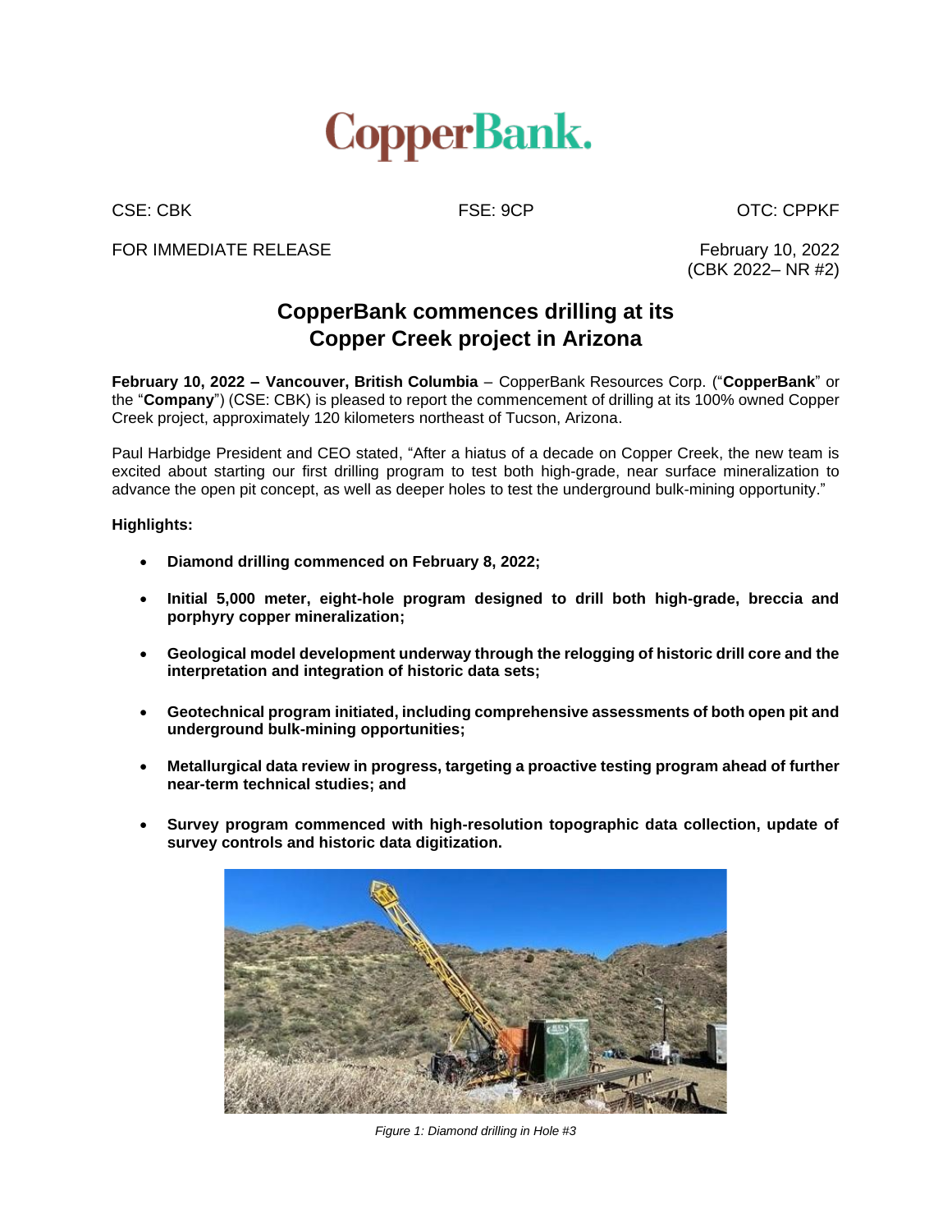CopperBank.

CSE: CBK FSE: 9CP OTC: CPPKF

FOR IMMEDIATE RELEASE

February 10, 2022
(CBK 2022– NR #2)

# CopperBank commences drilling at its Copper Creek project in Arizona

**February 10, 2022 – Vancouver, British Columbia** – CopperBank Resources Corp. ("**CopperBank**" or the "**Company**") (CSE: CBK) is pleased to report the commencement of drilling at its 100% owned Copper Creek project, approximately 120 kilometers northeast of Tucson, Arizona.

Paul Harbidge President and CEO stated, "After a hiatus of a decade on Copper Creek, the new team is excited about starting our first drilling program to test both high-grade, near surface mineralization to advance the open pit concept, as well as deeper holes to test the underground bulk-mining opportunity."

**Highlights:**

- **Diamond drilling commenced on February 8, 2022;**
- **Initial 5,000 meter, eight-hole program designed to drill both high-grade, breccia and porphyry copper mineralization;**
- **Geological model development underway through the relogging of historic drill core and the interpretation and integration of historic data sets;**
- **Geotechnical program initiated, including comprehensive assessments of both open pit and underground bulk-mining opportunities;**
- **Metallurgical data review in progress, targeting a proactive testing program ahead of further near-term technical studies; and**
- **Survey program commenced with high-resolution topographic data collection, update of survey controls and historic data digitization.**

*Figure 1: Diamond drilling in Hole #3*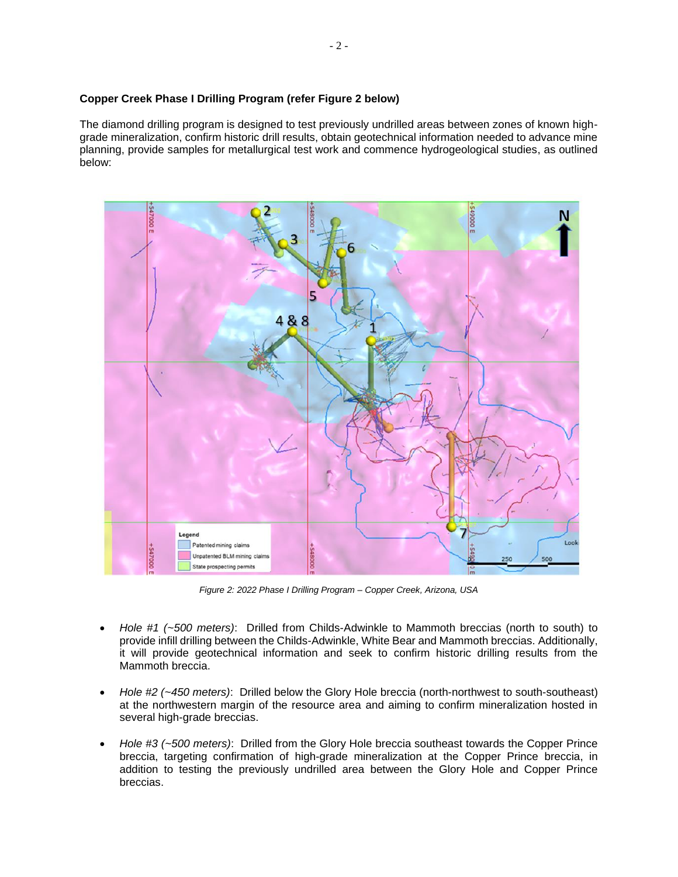**Copper Creek Phase I Drilling Program (refer Figure 2 below)**

The diamond drilling program is designed to test previously undrilled areas between zones of known high-grade mineralization, confirm historic drill results, obtain geotechnical information needed to advance mine planning, provide samples for metallurgical test work and commence hydrogeological studies, as outlined below:

*Figure 2: 2022 Phase I Drilling Program – Copper Creek, Arizona, USA*

- *Hole #1 (~500 meters)*: Drilled from Childs-Adwinkle to Mammoth breccias (north to south) to provide infill drilling between the Childs-Adwinkle, White Bear and Mammoth breccias. Additionally, it will provide geotechnical information and seek to confirm historic drilling results from the Mammoth breccia.

- *Hole #2 (~450 meters)*: Drilled below the Glory Hole breccia (north-northwest to south-southeast) at the northwestern margin of the resource area and aiming to confirm mineralization hosted in several high-grade breccias.

- *Hole #3 (~500 meters)*: Drilled from the Glory Hole breccia southeast towards the Copper Prince breccia, targeting confirmation of high-grade mineralization at the Copper Prince breccia, in addition to testing the previously undrilled area between the Glory Hole and Copper Prince breccias.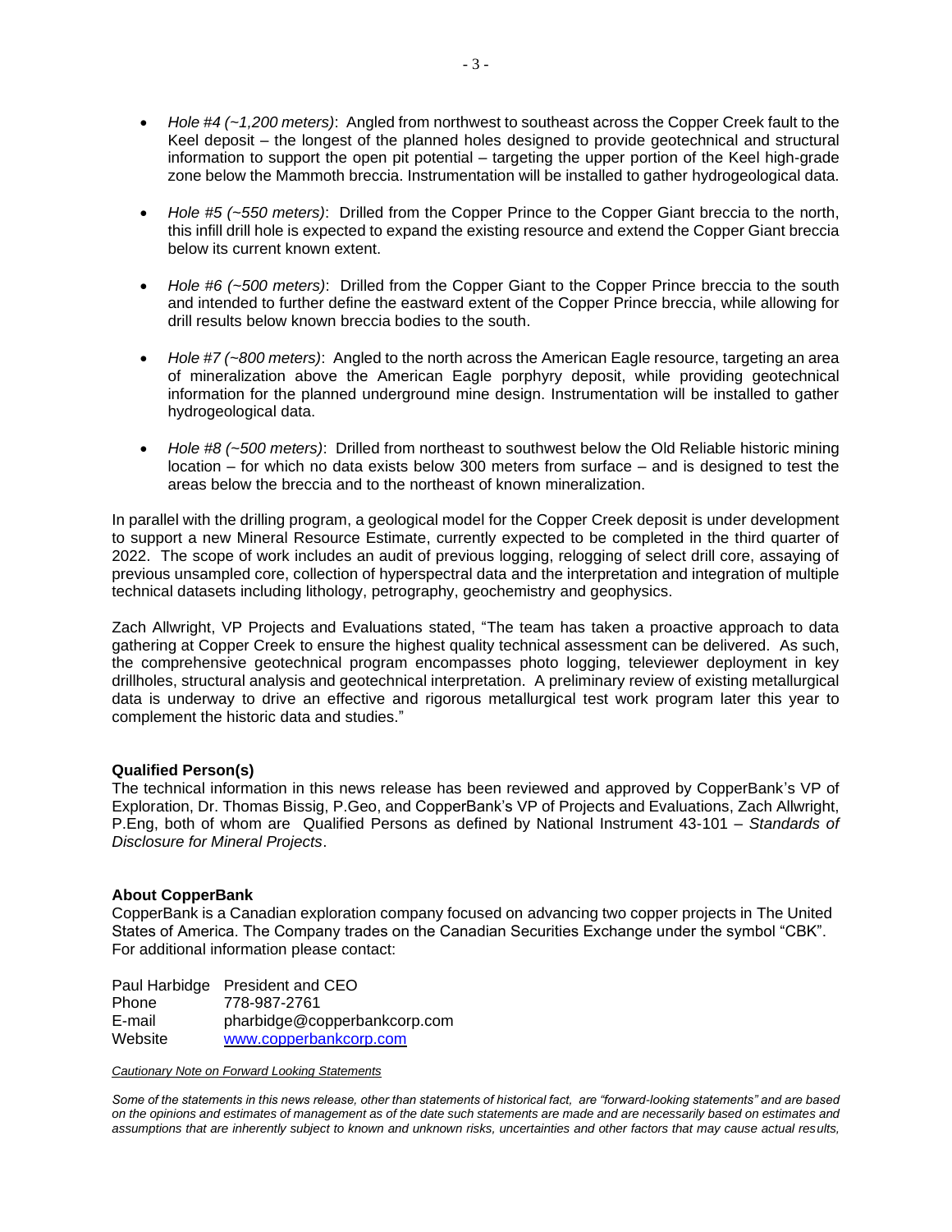- *Hole #4 (~1,200 meters)*: Angled from northwest to southeast across the Copper Creek fault to the Keel deposit – the longest of the planned holes designed to provide geotechnical and structural information to support the open pit potential – targeting the upper portion of the Keel high-grade zone below the Mammoth breccia. Instrumentation will be installed to gather hydrogeological data.

- *Hole #5 (~550 meters)*: Drilled from the Copper Prince to the Copper Giant breccia to the north, this infill drill hole is expected to expand the existing resource and extend the Copper Giant breccia below its current known extent.

- *Hole #6 (~500 meters)*: Drilled from the Copper Giant to the Copper Prince breccia to the south and intended to further define the eastward extent of the Copper Prince breccia, while allowing for drill results below known breccia bodies to the south.

- *Hole #7 (~800 meters)*: Angled to the north across the American Eagle resource, targeting an area of mineralization above the American Eagle porphyry deposit, while providing geotechnical information for the planned underground mine design. Instrumentation will be installed to gather hydrogeological data.

- *Hole #8 (~500 meters)*: Drilled from northeast to southwest below the Old Reliable historic mining location – for which no data exists below 300 meters from surface – and is designed to test the areas below the breccia and to the northeast of known mineralization.

In parallel with the drilling program, a geological model for the Copper Creek deposit is under development to support a new Mineral Resource Estimate, currently expected to be completed in the third quarter of 2022. The scope of work includes an audit of previous logging, relogging of select drill core, assaying of previous unsampled core, collection of hyperspectral data and the interpretation and integration of multiple technical datasets including lithology, petrography, geochemistry and geophysics.

Zach Allwright, VP Projects and Evaluations stated, "The team has taken a proactive approach to data gathering at Copper Creek to ensure the highest quality technical assessment can be delivered. As such, the comprehensive geotechnical program encompasses photo logging, televiewer deployment in key drillholes, structural analysis and geotechnical interpretation. A preliminary review of existing metallurgical data is underway to drive an effective and rigorous metallurgical test work program later this year to complement the historic data and studies."

**Qualified Person(s)**

The technical information in this news release has been reviewed and approved by CopperBank's VP of Exploration, Dr. Thomas Bissig, P.Geo, and CopperBank's VP of Projects and Evaluations, Zach Allwright, P.Eng, both of whom are Qualified Persons as defined by National Instrument 43-101 – *Standards of Disclosure for Mineral Projects*.

**About CopperBank**

CopperBank is a Canadian exploration company focused on advancing two copper projects in The United States of America. The Company trades on the Canadian Securities Exchange under the symbol "CBK". For additional information please contact:

| | |
|---|---|
| Paul Harbidge | President and CEO |
| Phone | 778-987-2761 |
| E-mail | pharbidge@copperbankcorp.com |
| Website | [www.copperbankcorp.com](http://www.copperbankcorp.com) |

*Cautionary Note on Forward Looking Statements*

*Some of the statements in this news release, other than statements of historical fact, are "forward-looking statements" and are based on the opinions and estimates of management as of the date such statements are made and are necessarily based on estimates and assumptions that are inherently subject to known and unknown risks, uncertainties and other factors that may cause actual results,*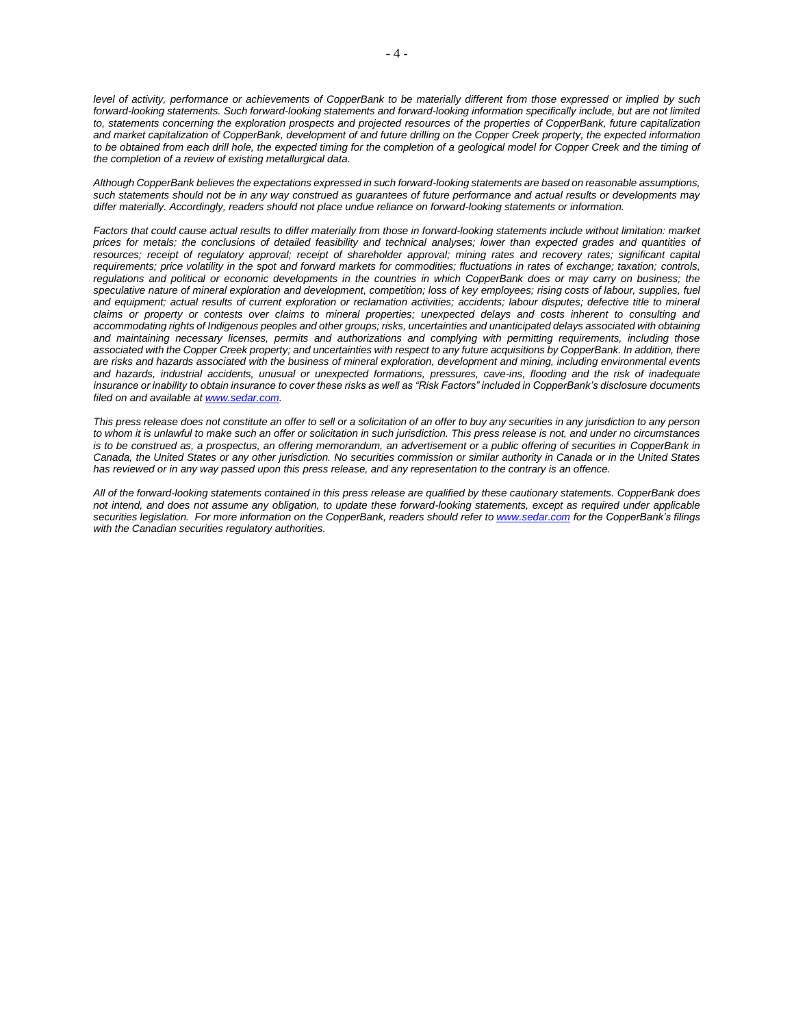*level of activity, performance or achievements of CopperBank to be materially different from those expressed or implied by such forward-looking statements. Such forward-looking statements and forward-looking information specifically include, but are not limited to, statements concerning the exploration prospects and projected resources of the properties of CopperBank, future capitalization and market capitalization of CopperBank, development of and future drilling on the Copper Creek property, the expected information to be obtained from each drill hole, the expected timing for the completion of a geological model for Copper Creek and the timing of the completion of a review of existing metallurgical data.*

*Although CopperBank believes the expectations expressed in such forward-looking statements are based on reasonable assumptions, such statements should not be in any way construed as guarantees of future performance and actual results or developments may differ materially. Accordingly, readers should not place undue reliance on forward-looking statements or information.*

*Factors that could cause actual results to differ materially from those in forward-looking statements include without limitation: market prices for metals; the conclusions of detailed feasibility and technical analyses; lower than expected grades and quantities of resources; receipt of regulatory approval; receipt of shareholder approval; mining rates and recovery rates; significant capital requirements; price volatility in the spot and forward markets for commodities; fluctuations in rates of exchange; taxation; controls, regulations and political or economic developments in the countries in which CopperBank does or may carry on business; the speculative nature of mineral exploration and development, competition; loss of key employees; rising costs of labour, supplies, fuel and equipment; actual results of current exploration or reclamation activities; accidents; labour disputes; defective title to mineral claims or property or contests over claims to mineral properties; unexpected delays and costs inherent to consulting and accommodating rights of Indigenous peoples and other groups; risks, uncertainties and unanticipated delays associated with obtaining and maintaining necessary licenses, permits and authorizations and complying with permitting requirements, including those associated with the Copper Creek property; and uncertainties with respect to any future acquisitions by CopperBank. In addition, there are risks and hazards associated with the business of mineral exploration, development and mining, including environmental events and hazards, industrial accidents, unusual or unexpected formations, pressures, cave-ins, flooding and the risk of inadequate insurance or inability to obtain insurance to cover these risks as well as "Risk Factors" included in CopperBank's disclosure documents filed on and available at www.sedar.com.*

*This press release does not constitute an offer to sell or a solicitation of an offer to buy any securities in any jurisdiction to any person to whom it is unlawful to make such an offer or solicitation in such jurisdiction. This press release is not, and under no circumstances is to be construed as, a prospectus, an offering memorandum, an advertisement or a public offering of securities in CopperBank in Canada, the United States or any other jurisdiction. No securities commission or similar authority in Canada or in the United States has reviewed or in any way passed upon this press release, and any representation to the contrary is an offence.*

*All of the forward-looking statements contained in this press release are qualified by these cautionary statements. CopperBank does not intend, and does not assume any obligation, to update these forward-looking statements, except as required under applicable securities legislation. For more information on the CopperBank, readers should refer to www.sedar.com for the CopperBank's filings with the Canadian securities regulatory authorities.*